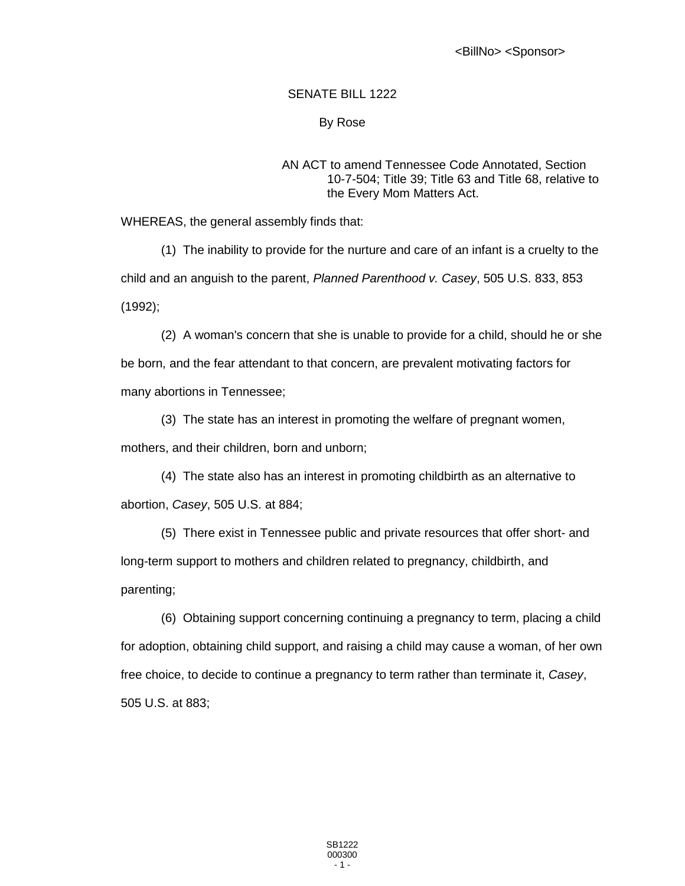<BillNo> <Sponsor>

SENATE BILL 1222

By Rose

AN ACT to amend Tennessee Code Annotated, Section 10-7-504; Title 39; Title 63 and Title 68, relative to the Every Mom Matters Act.

WHEREAS, the general assembly finds that:

(1) The inability to provide for the nurture and care of an infant is a cruelty to the child and an anguish to the parent, *Planned Parenthood v. Casey*, 505 U.S. 833, 853 (1992);

(2) A woman's concern that she is unable to provide for a child, should he or she be born, and the fear attendant to that concern, are prevalent motivating factors for many abortions in Tennessee;

(3) The state has an interest in promoting the welfare of pregnant women, mothers, and their children, born and unborn;

(4) The state also has an interest in promoting childbirth as an alternative to abortion, *Casey*, 505 U.S. at 884;

(5) There exist in Tennessee public and private resources that offer short- and long-term support to mothers and children related to pregnancy, childbirth, and parenting;

(6) Obtaining support concerning continuing a pregnancy to term, placing a child for adoption, obtaining child support, and raising a child may cause a woman, of her own free choice, to decide to continue a pregnancy to term rather than terminate it, *Casey*, 505 U.S. at 883;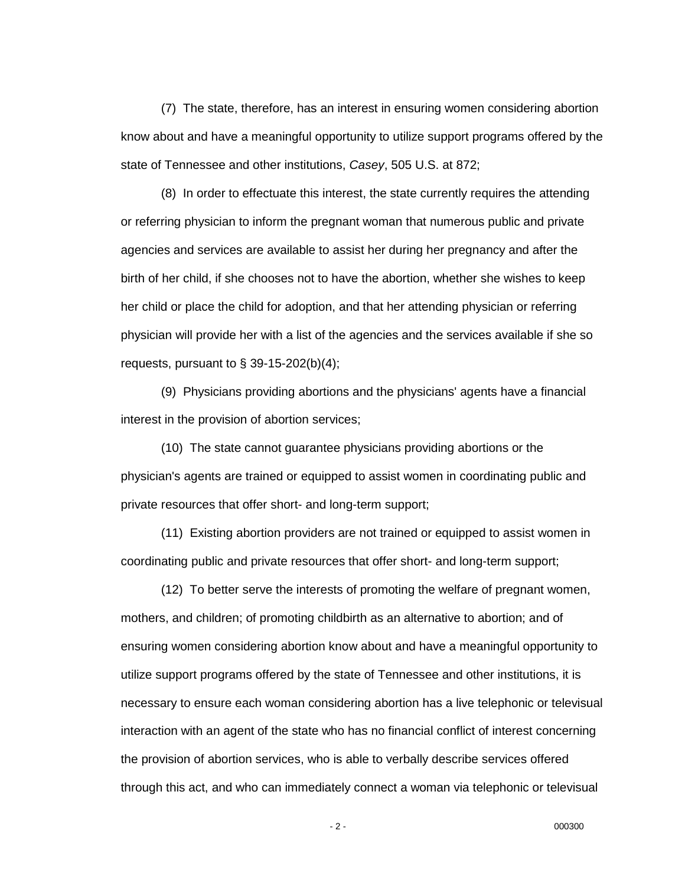(7) The state, therefore, has an interest in ensuring women considering abortion know about and have a meaningful opportunity to utilize support programs offered by the state of Tennessee and other institutions, *Casey*, 505 U.S. at 872;

(8) In order to effectuate this interest, the state currently requires the attending or referring physician to inform the pregnant woman that numerous public and private agencies and services are available to assist her during her pregnancy and after the birth of her child, if she chooses not to have the abortion, whether she wishes to keep her child or place the child for adoption, and that her attending physician or referring physician will provide her with a list of the agencies and the services available if she so requests, pursuant to § 39-15-202(b)(4);

(9) Physicians providing abortions and the physicians' agents have a financial interest in the provision of abortion services;

(10) The state cannot guarantee physicians providing abortions or the physician's agents are trained or equipped to assist women in coordinating public and private resources that offer short- and long-term support;

(11) Existing abortion providers are not trained or equipped to assist women in coordinating public and private resources that offer short- and long-term support;

(12) To better serve the interests of promoting the welfare of pregnant women, mothers, and children; of promoting childbirth as an alternative to abortion; and of ensuring women considering abortion know about and have a meaningful opportunity to utilize support programs offered by the state of Tennessee and other institutions, it is necessary to ensure each woman considering abortion has a live telephonic or televisual interaction with an agent of the state who has no financial conflict of interest concerning the provision of abortion services, who is able to verbally describe services offered through this act, and who can immediately connect a woman via telephonic or televisual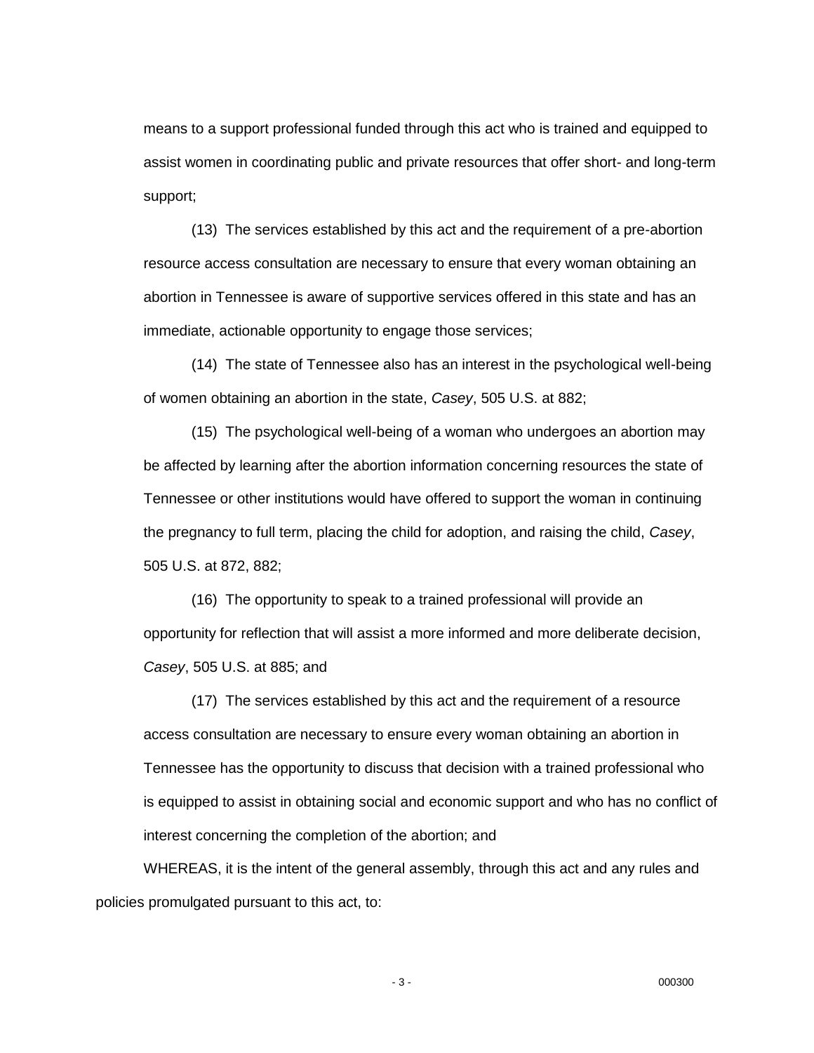means to a support professional funded through this act who is trained and equipped to assist women in coordinating public and private resources that offer short- and long-term support;

(13) The services established by this act and the requirement of a pre-abortion resource access consultation are necessary to ensure that every woman obtaining an abortion in Tennessee is aware of supportive services offered in this state and has an immediate, actionable opportunity to engage those services;

(14) The state of Tennessee also has an interest in the psychological well-being of women obtaining an abortion in the state, *Casey*, 505 U.S. at 882;

(15) The psychological well-being of a woman who undergoes an abortion may be affected by learning after the abortion information concerning resources the state of Tennessee or other institutions would have offered to support the woman in continuing the pregnancy to full term, placing the child for adoption, and raising the child, *Casey*, 505 U.S. at 872, 882;

(16) The opportunity to speak to a trained professional will provide an opportunity for reflection that will assist a more informed and more deliberate decision, *Casey*, 505 U.S. at 885; and

(17) The services established by this act and the requirement of a resource access consultation are necessary to ensure every woman obtaining an abortion in Tennessee has the opportunity to discuss that decision with a trained professional who is equipped to assist in obtaining social and economic support and who has no conflict of interest concerning the completion of the abortion; and

WHEREAS, it is the intent of the general assembly, through this act and any rules and policies promulgated pursuant to this act, to: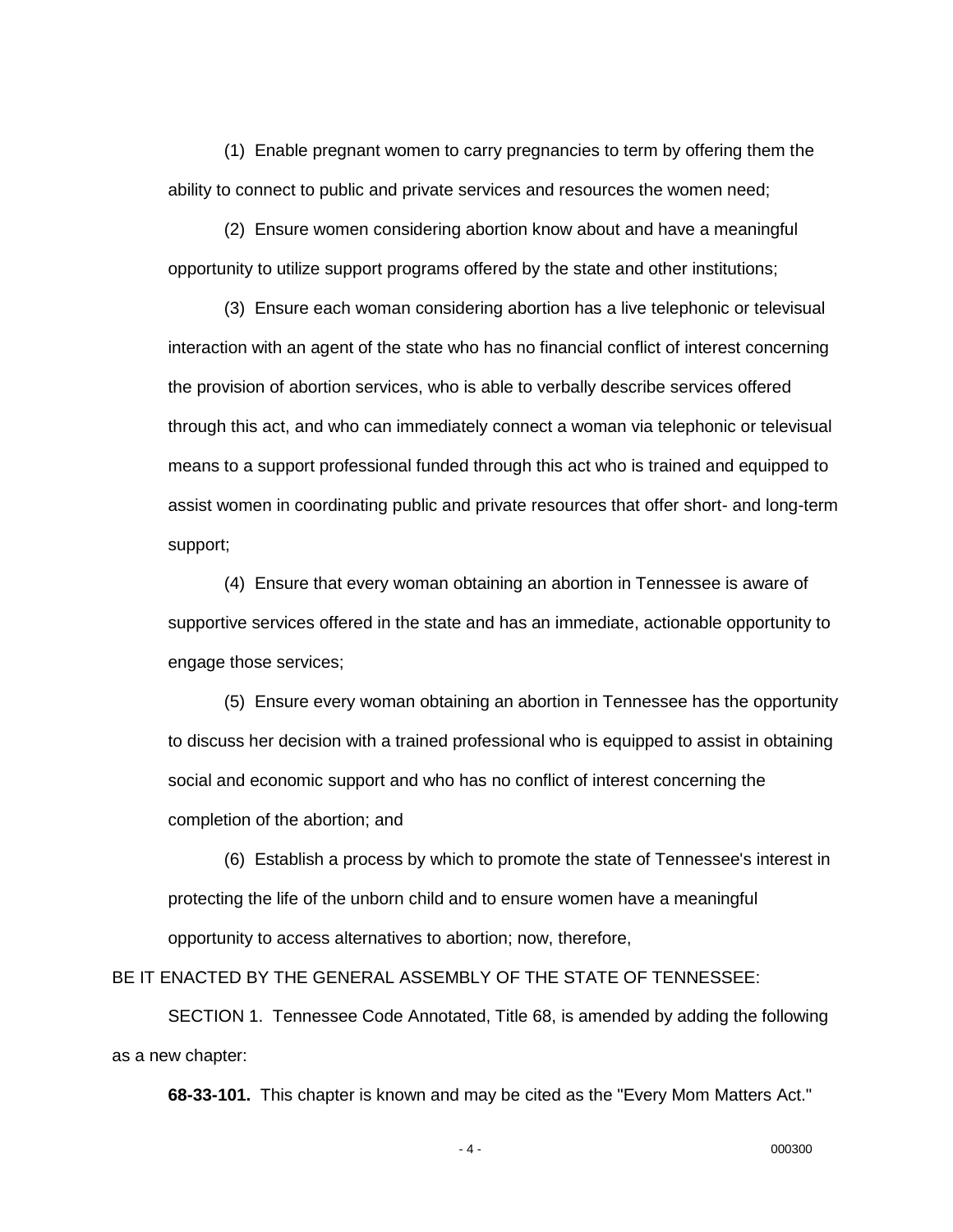(1) Enable pregnant women to carry pregnancies to term by offering them the ability to connect to public and private services and resources the women need;

(2) Ensure women considering abortion know about and have a meaningful opportunity to utilize support programs offered by the state and other institutions;

(3) Ensure each woman considering abortion has a live telephonic or televisual interaction with an agent of the state who has no financial conflict of interest concerning the provision of abortion services, who is able to verbally describe services offered through this act, and who can immediately connect a woman via telephonic or televisual means to a support professional funded through this act who is trained and equipped to assist women in coordinating public and private resources that offer short- and long-term support;

(4) Ensure that every woman obtaining an abortion in Tennessee is aware of supportive services offered in the state and has an immediate, actionable opportunity to engage those services;

(5) Ensure every woman obtaining an abortion in Tennessee has the opportunity to discuss her decision with a trained professional who is equipped to assist in obtaining social and economic support and who has no conflict of interest concerning the completion of the abortion; and

(6) Establish a process by which to promote the state of Tennessee's interest in protecting the life of the unborn child and to ensure women have a meaningful opportunity to access alternatives to abortion; now, therefore,

BE IT ENACTED BY THE GENERAL ASSEMBLY OF THE STATE OF TENNESSEE:

SECTION 1. Tennessee Code Annotated, Title 68, is amended by adding the following as a new chapter:

**68-33-101.** This chapter is known and may be cited as the "Every Mom Matters Act."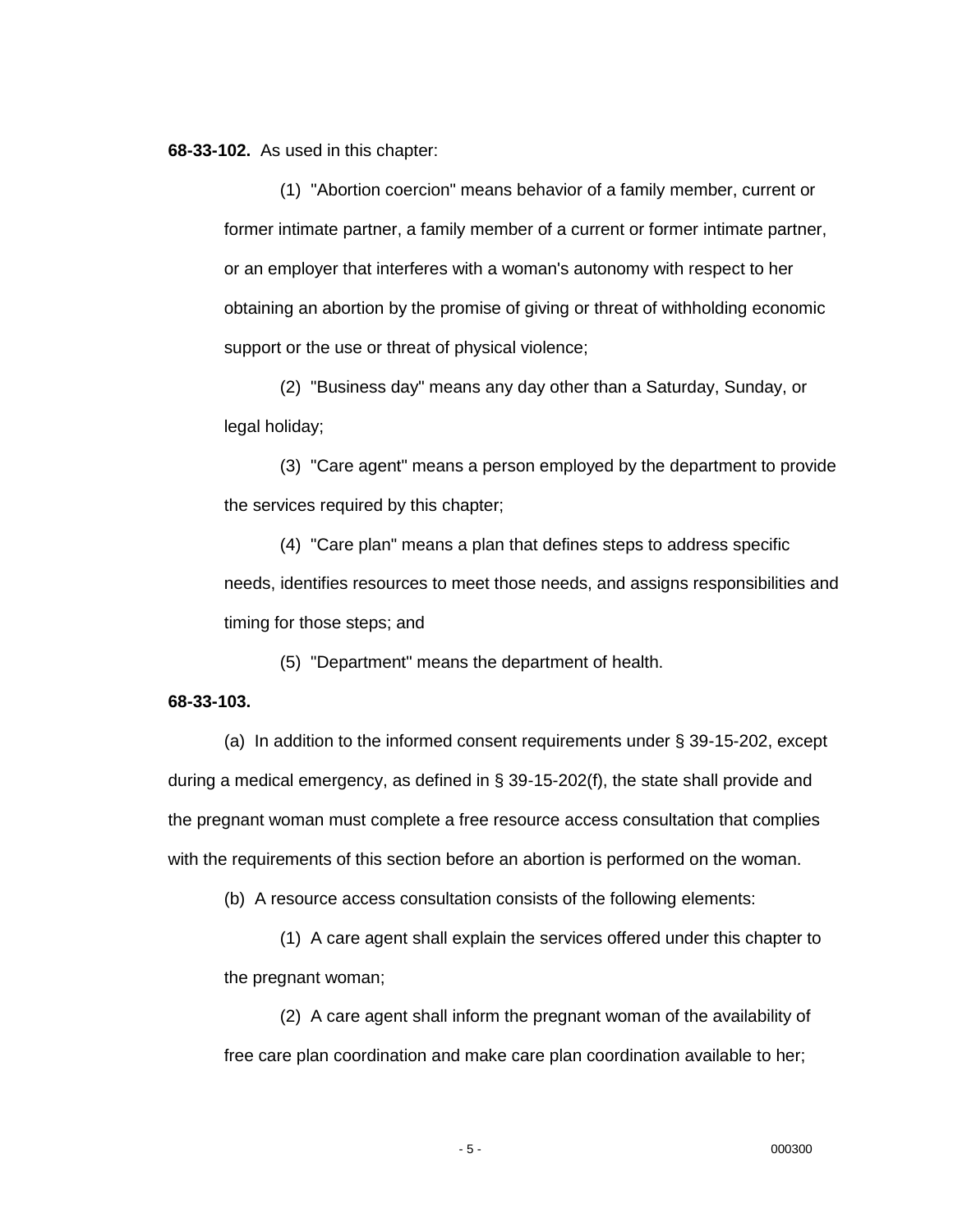**68-33-102.** As used in this chapter:

(1) "Abortion coercion" means behavior of a family member, current or former intimate partner, a family member of a current or former intimate partner, or an employer that interferes with a woman's autonomy with respect to her obtaining an abortion by the promise of giving or threat of withholding economic support or the use or threat of physical violence;

(2) "Business day" means any day other than a Saturday, Sunday, or legal holiday;

(3) "Care agent" means a person employed by the department to provide the services required by this chapter;

(4) "Care plan" means a plan that defines steps to address specific needs, identifies resources to meet those needs, and assigns responsibilities and timing for those steps; and

(5) "Department" means the department of health.

**68-33-103.**

(a) In addition to the informed consent requirements under § 39-15-202, except during a medical emergency, as defined in § 39-15-202(f), the state shall provide and the pregnant woman must complete a free resource access consultation that complies with the requirements of this section before an abortion is performed on the woman.

(b) A resource access consultation consists of the following elements:

(1) A care agent shall explain the services offered under this chapter to the pregnant woman;

(2) A care agent shall inform the pregnant woman of the availability of free care plan coordination and make care plan coordination available to her;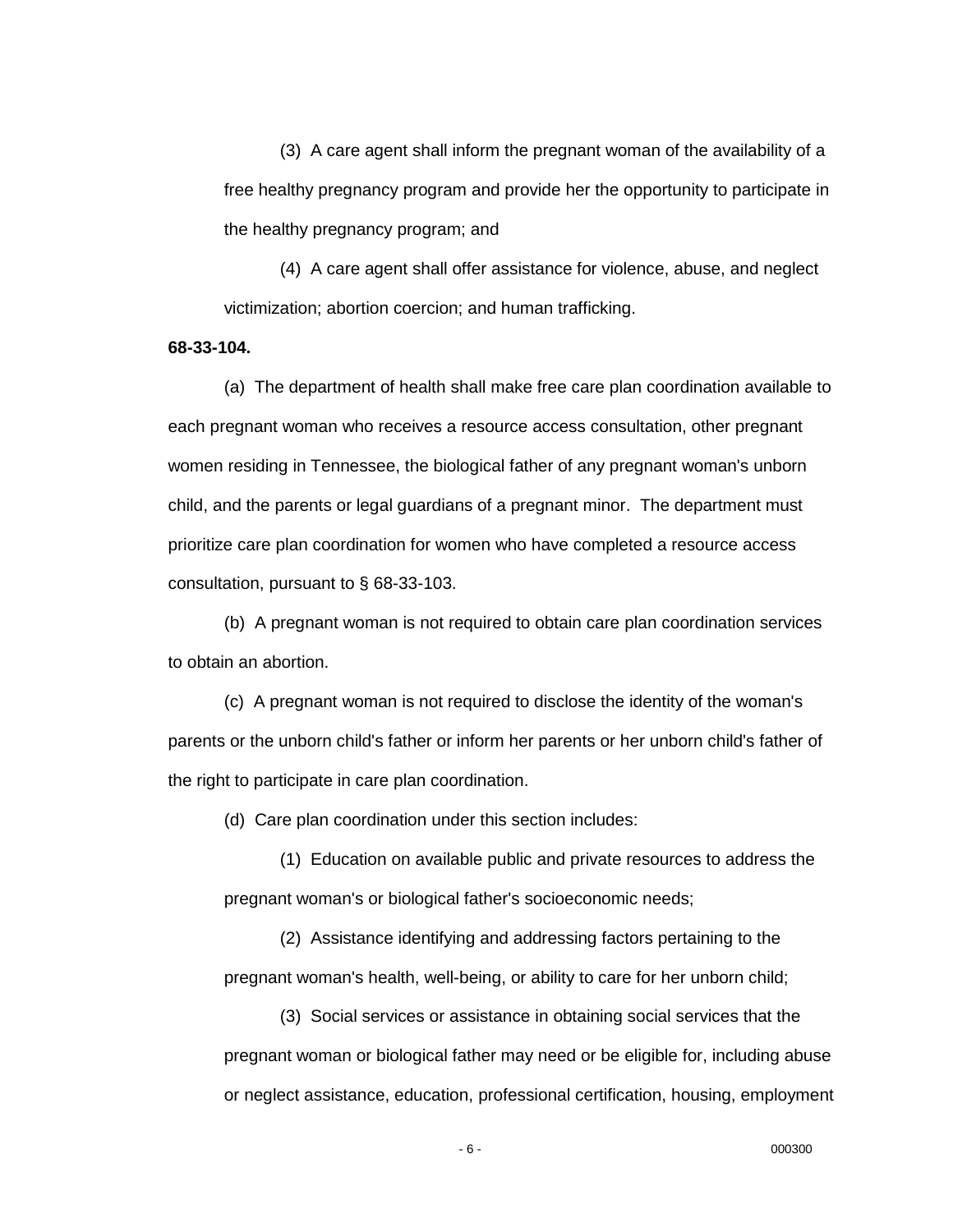(3) A care agent shall inform the pregnant woman of the availability of a free healthy pregnancy program and provide her the opportunity to participate in the healthy pregnancy program; and

(4) A care agent shall offer assistance for violence, abuse, and neglect victimization; abortion coercion; and human trafficking.

**68-33-104.**

(a) The department of health shall make free care plan coordination available to each pregnant woman who receives a resource access consultation, other pregnant women residing in Tennessee, the biological father of any pregnant woman's unborn child, and the parents or legal guardians of a pregnant minor. The department must prioritize care plan coordination for women who have completed a resource access consultation, pursuant to § 68-33-103.

(b) A pregnant woman is not required to obtain care plan coordination services to obtain an abortion.

(c) A pregnant woman is not required to disclose the identity of the woman's parents or the unborn child's father or inform her parents or her unborn child's father of the right to participate in care plan coordination.

(d) Care plan coordination under this section includes:

(1) Education on available public and private resources to address the pregnant woman's or biological father's socioeconomic needs;

(2) Assistance identifying and addressing factors pertaining to the pregnant woman's health, well-being, or ability to care for her unborn child;

(3) Social services or assistance in obtaining social services that the pregnant woman or biological father may need or be eligible for, including abuse or neglect assistance, education, professional certification, housing, employment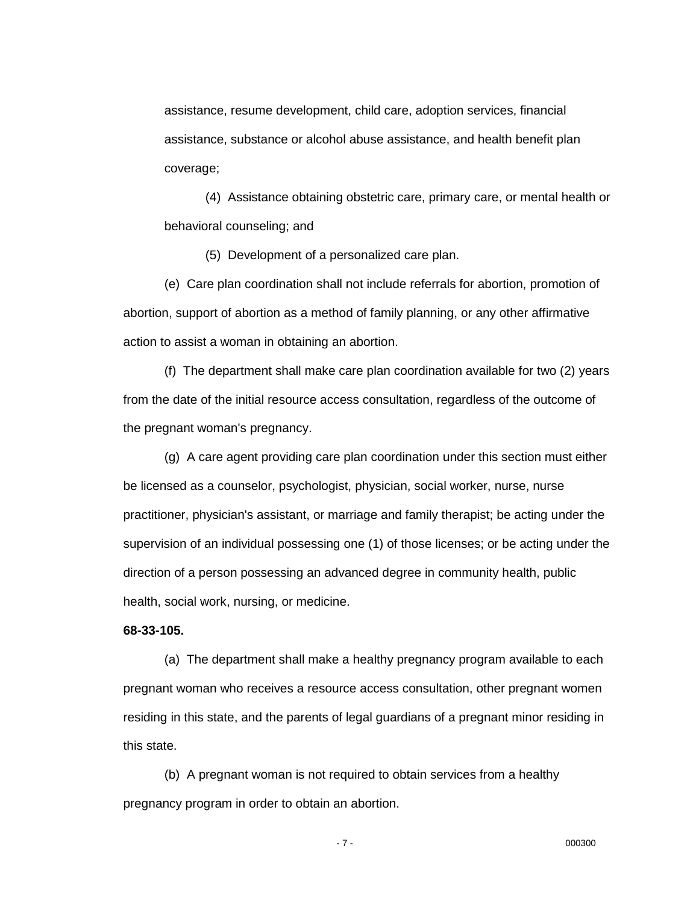assistance, resume development, child care, adoption services, financial assistance, substance or alcohol abuse assistance, and health benefit plan coverage;

(4) Assistance obtaining obstetric care, primary care, or mental health or behavioral counseling; and

(5) Development of a personalized care plan.

(e) Care plan coordination shall not include referrals for abortion, promotion of abortion, support of abortion as a method of family planning, or any other affirmative action to assist a woman in obtaining an abortion.

(f) The department shall make care plan coordination available for two (2) years from the date of the initial resource access consultation, regardless of the outcome of the pregnant woman's pregnancy.

(g) A care agent providing care plan coordination under this section must either be licensed as a counselor, psychologist, physician, social worker, nurse, nurse practitioner, physician's assistant, or marriage and family therapist; be acting under the supervision of an individual possessing one (1) of those licenses; or be acting under the direction of a person possessing an advanced degree in community health, public health, social work, nursing, or medicine.

**68-33-105.**

(a) The department shall make a healthy pregnancy program available to each pregnant woman who receives a resource access consultation, other pregnant women residing in this state, and the parents of legal guardians of a pregnant minor residing in this state.

(b) A pregnant woman is not required to obtain services from a healthy pregnancy program in order to obtain an abortion.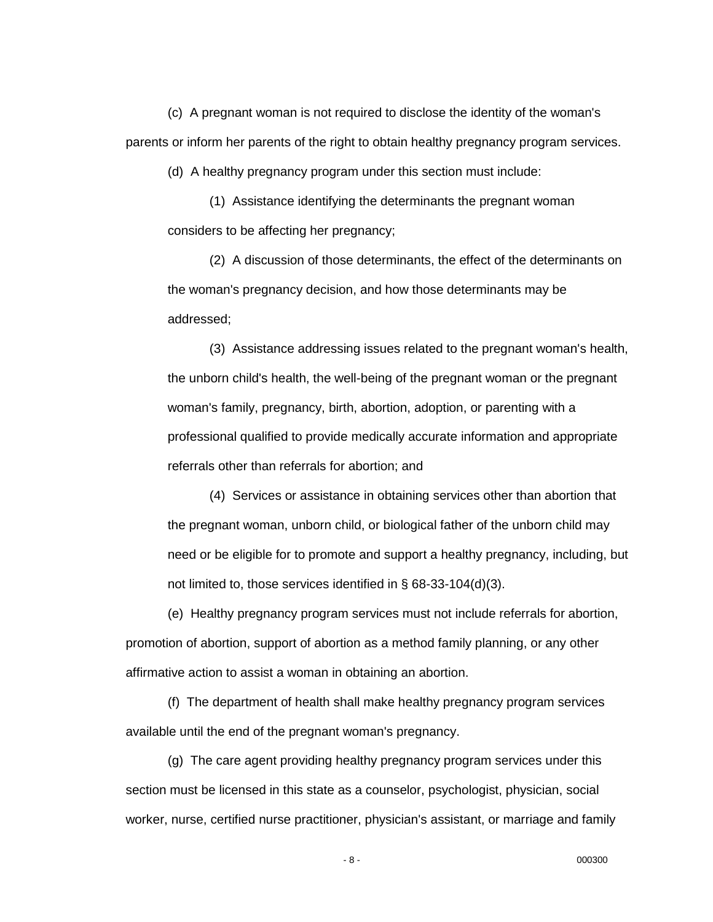(c) A pregnant woman is not required to disclose the identity of the woman's parents or inform her parents of the right to obtain healthy pregnancy program services.

(d) A healthy pregnancy program under this section must include:

(1) Assistance identifying the determinants the pregnant woman considers to be affecting her pregnancy;

(2) A discussion of those determinants, the effect of the determinants on the woman's pregnancy decision, and how those determinants may be addressed;

(3) Assistance addressing issues related to the pregnant woman's health, the unborn child's health, the well-being of the pregnant woman or the pregnant woman's family, pregnancy, birth, abortion, adoption, or parenting with a professional qualified to provide medically accurate information and appropriate referrals other than referrals for abortion; and

(4) Services or assistance in obtaining services other than abortion that the pregnant woman, unborn child, or biological father of the unborn child may need or be eligible for to promote and support a healthy pregnancy, including, but not limited to, those services identified in § 68-33-104(d)(3).

(e) Healthy pregnancy program services must not include referrals for abortion, promotion of abortion, support of abortion as a method family planning, or any other affirmative action to assist a woman in obtaining an abortion.

(f) The department of health shall make healthy pregnancy program services available until the end of the pregnant woman's pregnancy.

(g) The care agent providing healthy pregnancy program services under this section must be licensed in this state as a counselor, psychologist, physician, social worker, nurse, certified nurse practitioner, physician's assistant, or marriage and family

000300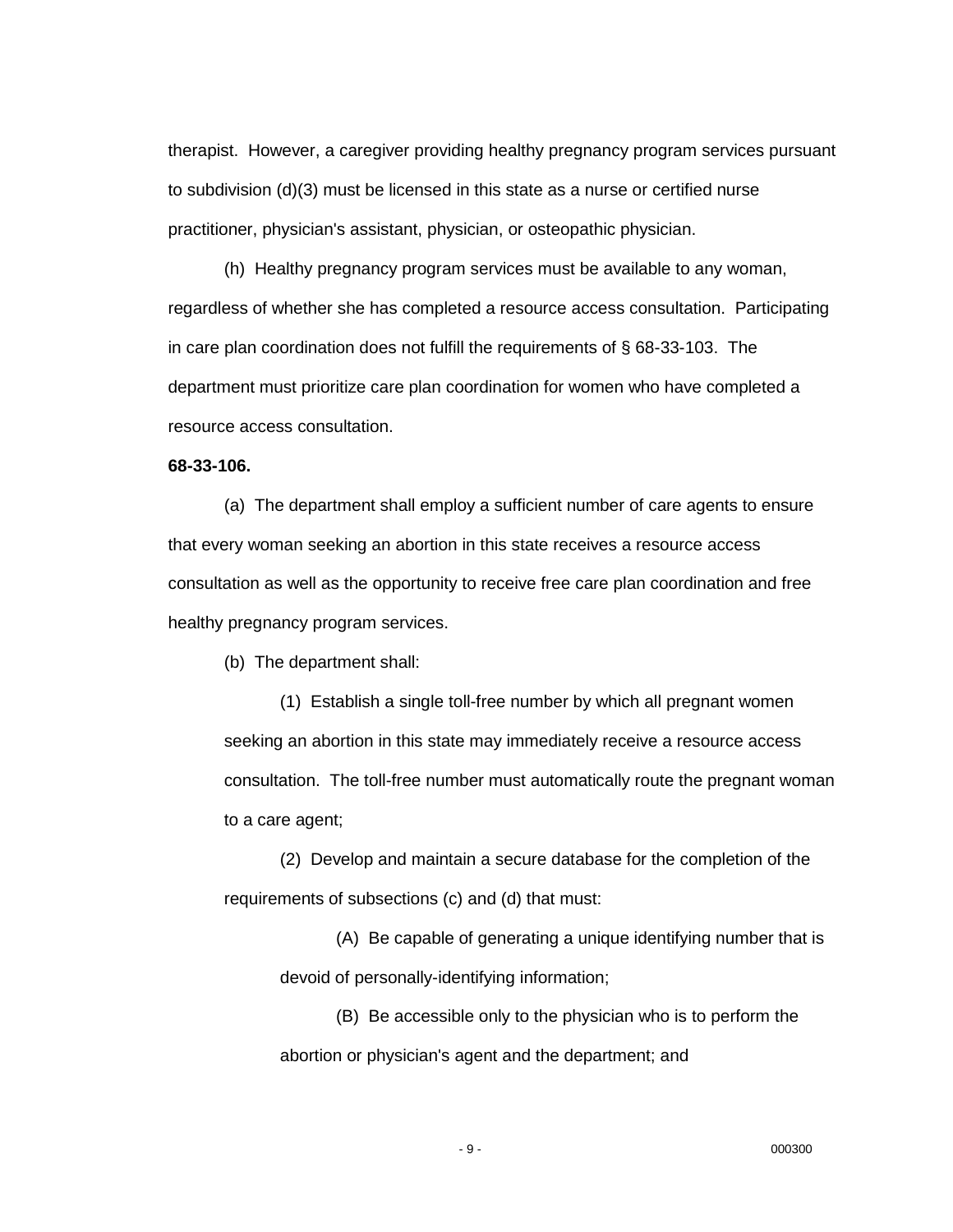therapist. However, a caregiver providing healthy pregnancy program services pursuant to subdivision (d)(3) must be licensed in this state as a nurse or certified nurse practitioner, physician's assistant, physician, or osteopathic physician.

(h) Healthy pregnancy program services must be available to any woman, regardless of whether she has completed a resource access consultation. Participating in care plan coordination does not fulfill the requirements of § 68-33-103. The department must prioritize care plan coordination for women who have completed a resource access consultation.

**68-33-106.**

(a) The department shall employ a sufficient number of care agents to ensure that every woman seeking an abortion in this state receives a resource access consultation as well as the opportunity to receive free care plan coordination and free healthy pregnancy program services.

(b) The department shall:

(1) Establish a single toll-free number by which all pregnant women seeking an abortion in this state may immediately receive a resource access consultation. The toll-free number must automatically route the pregnant woman to a care agent;

(2) Develop and maintain a secure database for the completion of the requirements of subsections (c) and (d) that must:

(A) Be capable of generating a unique identifying number that is devoid of personally-identifying information;

(B) Be accessible only to the physician who is to perform the abortion or physician's agent and the department; and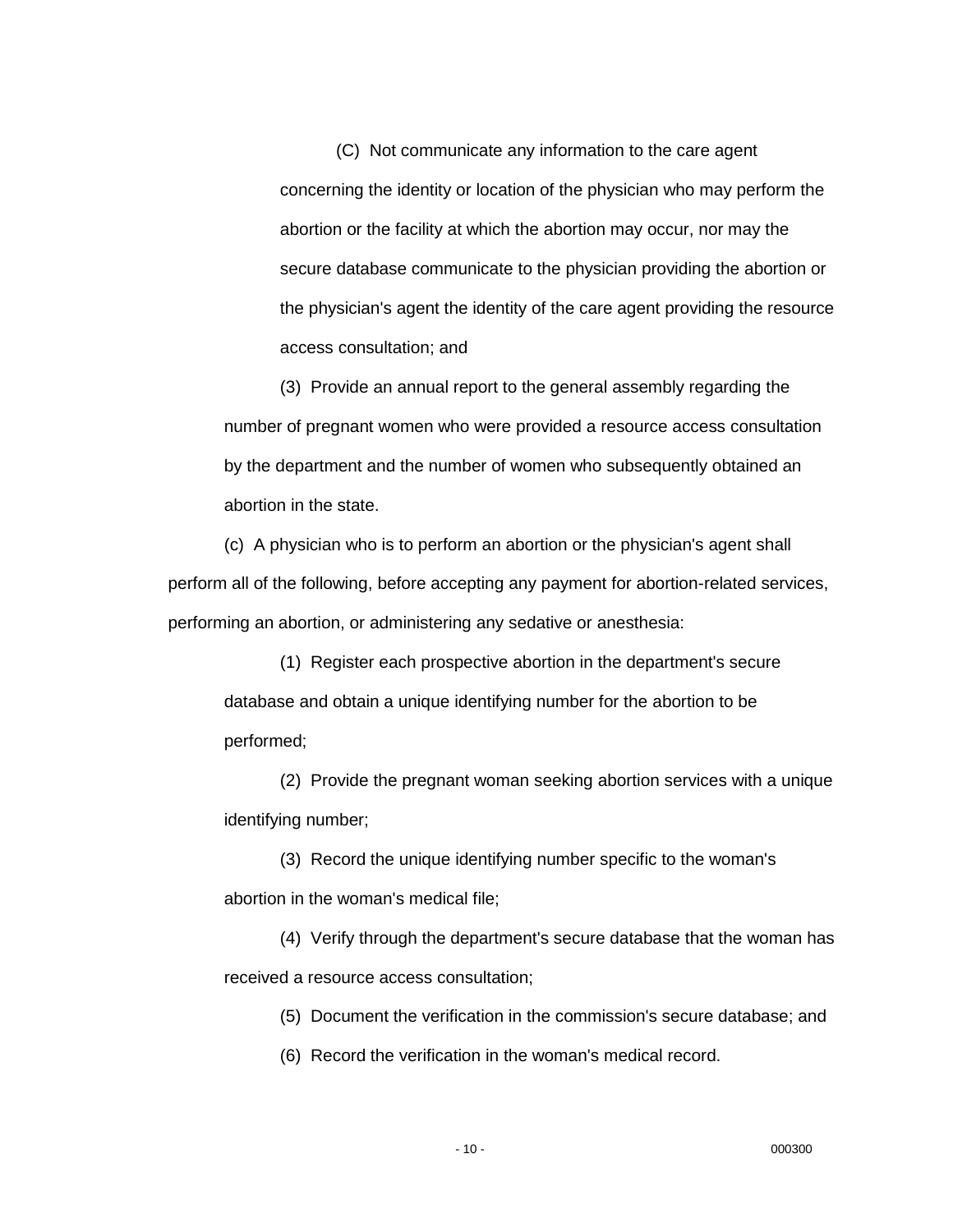(C) Not communicate any information to the care agent concerning the identity or location of the physician who may perform the abortion or the facility at which the abortion may occur, nor may the secure database communicate to the physician providing the abortion or the physician's agent the identity of the care agent providing the resource access consultation; and

(3) Provide an annual report to the general assembly regarding the number of pregnant women who were provided a resource access consultation by the department and the number of women who subsequently obtained an abortion in the state.

(c) A physician who is to perform an abortion or the physician's agent shall perform all of the following, before accepting any payment for abortion-related services, performing an abortion, or administering any sedative or anesthesia:

(1) Register each prospective abortion in the department's secure database and obtain a unique identifying number for the abortion to be performed;

(2) Provide the pregnant woman seeking abortion services with a unique identifying number;

(3) Record the unique identifying number specific to the woman's abortion in the woman's medical file;

(4) Verify through the department's secure database that the woman has received a resource access consultation;

(5) Document the verification in the commission's secure database; and

(6) Record the verification in the woman's medical record.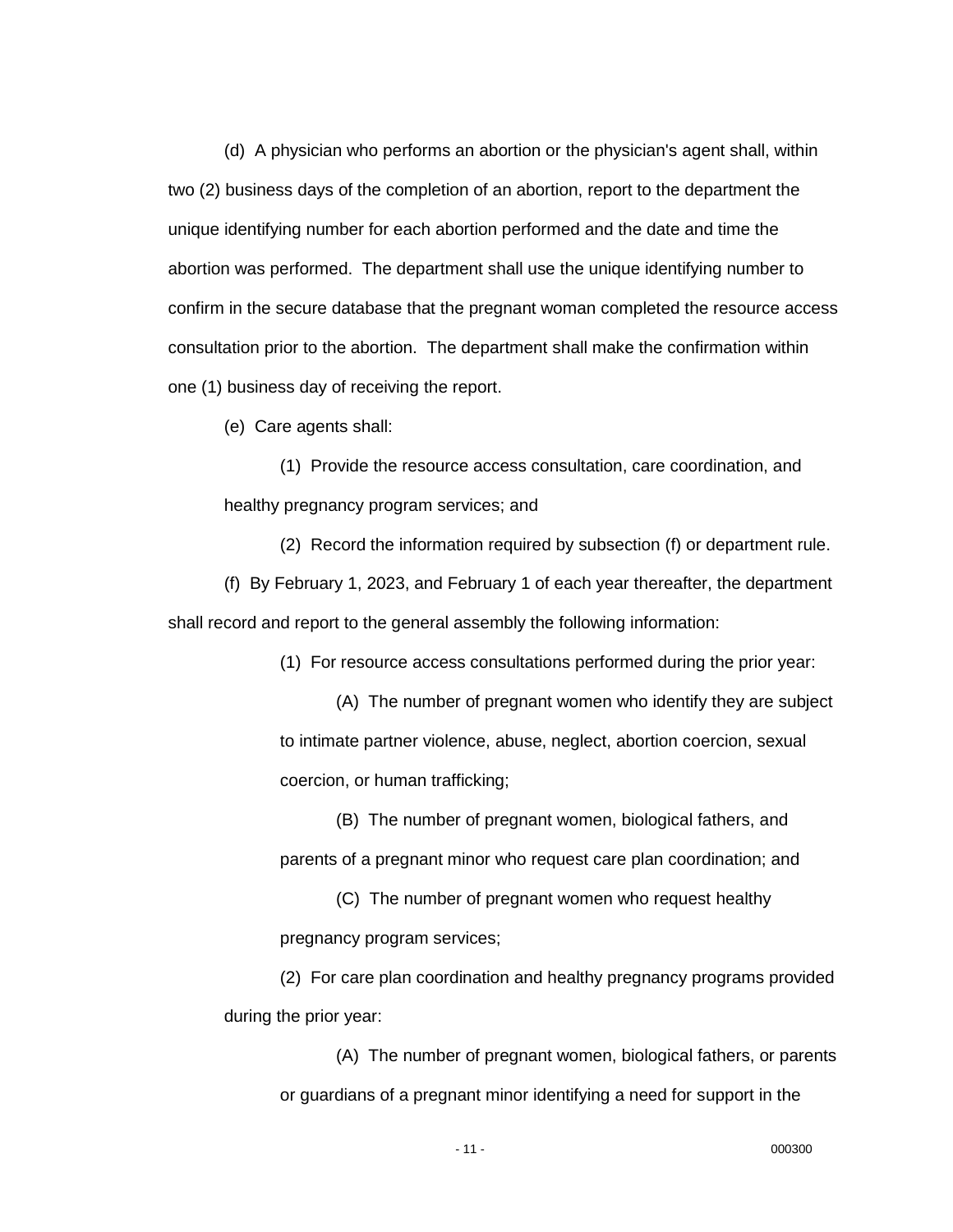(d) A physician who performs an abortion or the physician's agent shall, within two (2) business days of the completion of an abortion, report to the department the unique identifying number for each abortion performed and the date and time the abortion was performed. The department shall use the unique identifying number to confirm in the secure database that the pregnant woman completed the resource access consultation prior to the abortion. The department shall make the confirmation within one (1) business day of receiving the report.

(e) Care agents shall:

(1) Provide the resource access consultation, care coordination, and healthy pregnancy program services; and

(2) Record the information required by subsection (f) or department rule.

(f) By February 1, 2023, and February 1 of each year thereafter, the department shall record and report to the general assembly the following information:

(1) For resource access consultations performed during the prior year:

(A) The number of pregnant women who identify they are subject to intimate partner violence, abuse, neglect, abortion coercion, sexual coercion, or human trafficking;

(B) The number of pregnant women, biological fathers, and parents of a pregnant minor who request care plan coordination; and

(C) The number of pregnant women who request healthy pregnancy program services;

(2) For care plan coordination and healthy pregnancy programs provided during the prior year:

(A) The number of pregnant women, biological fathers, or parents or guardians of a pregnant minor identifying a need for support in the

000300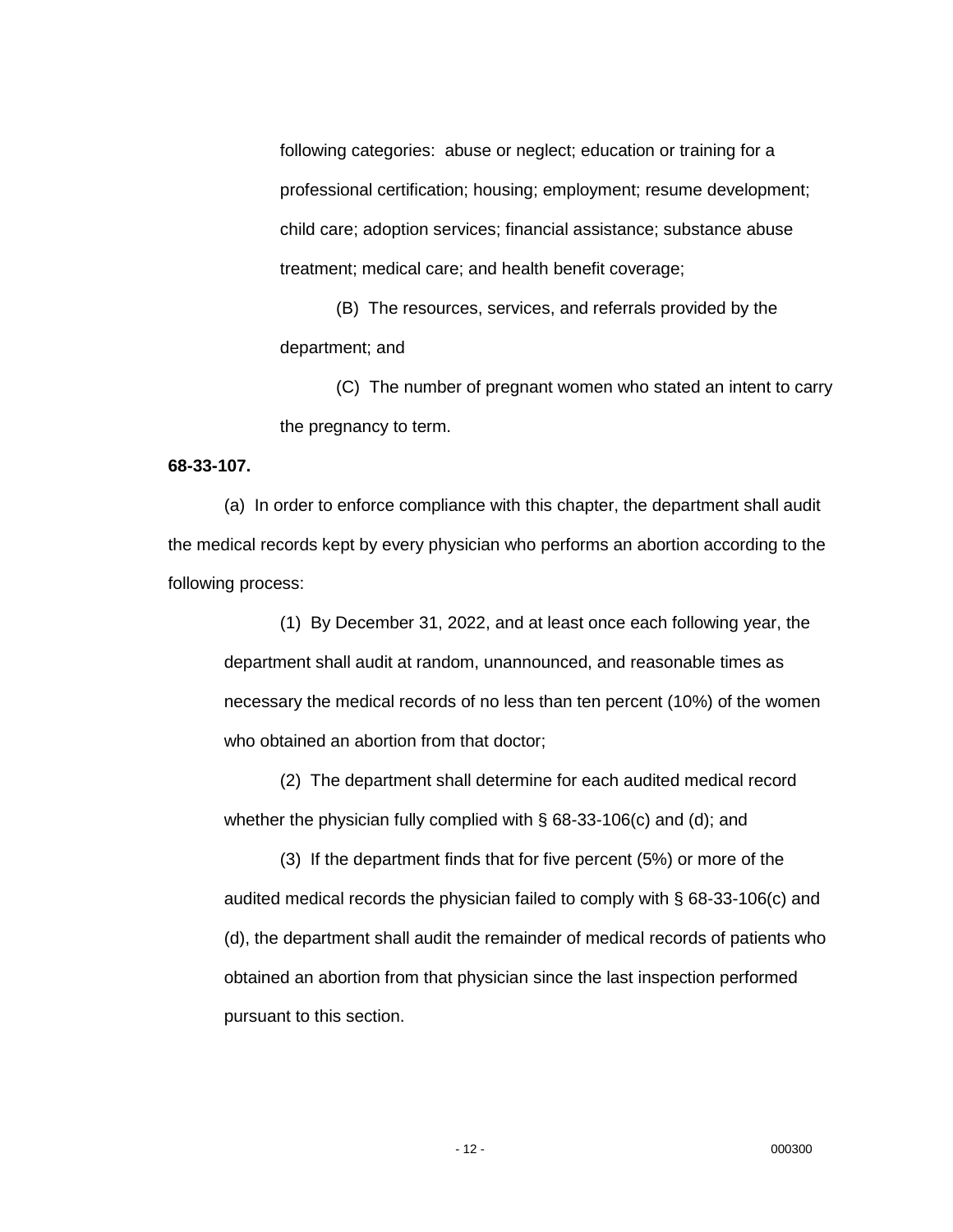following categories: abuse or neglect; education or training for a professional certification; housing; employment; resume development; child care; adoption services; financial assistance; substance abuse treatment; medical care; and health benefit coverage;

(B) The resources, services, and referrals provided by the department; and

(C) The number of pregnant women who stated an intent to carry the pregnancy to term.

**68-33-107.**

(a) In order to enforce compliance with this chapter, the department shall audit the medical records kept by every physician who performs an abortion according to the following process:

(1) By December 31, 2022, and at least once each following year, the department shall audit at random, unannounced, and reasonable times as necessary the medical records of no less than ten percent (10%) of the women who obtained an abortion from that doctor;

(2) The department shall determine for each audited medical record whether the physician fully complied with § 68-33-106(c) and (d); and

(3) If the department finds that for five percent (5%) or more of the audited medical records the physician failed to comply with § 68-33-106(c) and (d), the department shall audit the remainder of medical records of patients who obtained an abortion from that physician since the last inspection performed pursuant to this section.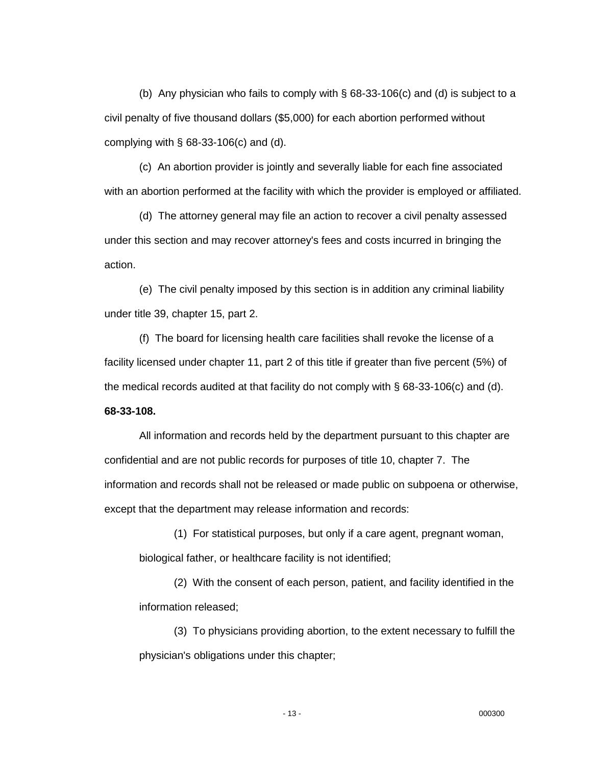(b) Any physician who fails to comply with § 68-33-106(c) and (d) is subject to a civil penalty of five thousand dollars ($5,000) for each abortion performed without complying with § 68-33-106(c) and (d).

(c) An abortion provider is jointly and severally liable for each fine associated with an abortion performed at the facility with which the provider is employed or affiliated.

(d) The attorney general may file an action to recover a civil penalty assessed under this section and may recover attorney's fees and costs incurred in bringing the action.

(e) The civil penalty imposed by this section is in addition any criminal liability under title 39, chapter 15, part 2.

(f) The board for licensing health care facilities shall revoke the license of a facility licensed under chapter 11, part 2 of this title if greater than five percent (5%) of the medical records audited at that facility do not comply with § 68-33-106(c) and (d).

**68-33-108.**

All information and records held by the department pursuant to this chapter are confidential and are not public records for purposes of title 10, chapter 7. The information and records shall not be released or made public on subpoena or otherwise, except that the department may release information and records:

(1) For statistical purposes, but only if a care agent, pregnant woman, biological father, or healthcare facility is not identified;

(2) With the consent of each person, patient, and facility identified in the information released;

(3) To physicians providing abortion, to the extent necessary to fulfill the physician's obligations under this chapter;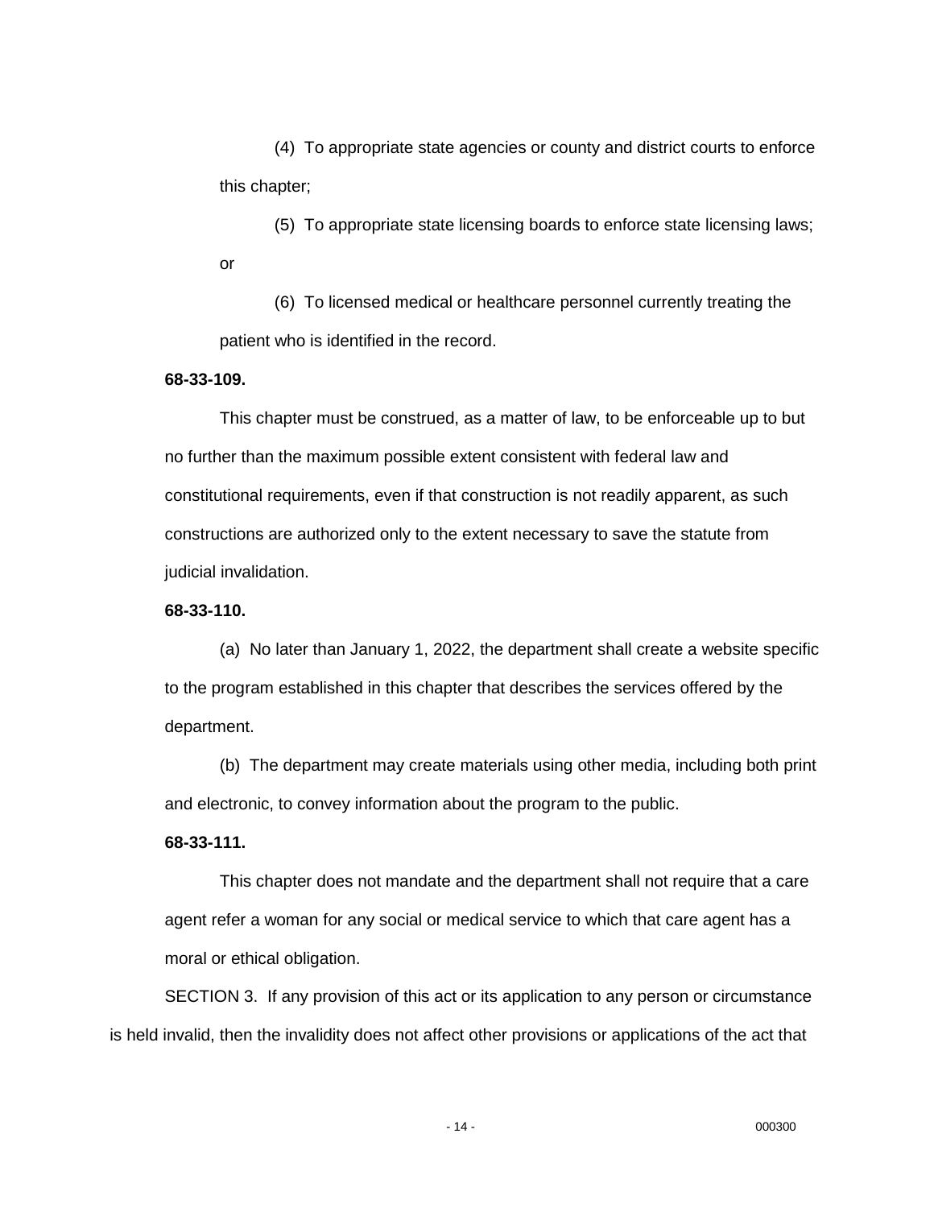(4) To appropriate state agencies or county and district courts to enforce this chapter;

(5) To appropriate state licensing boards to enforce state licensing laws; or

(6) To licensed medical or healthcare personnel currently treating the patient who is identified in the record.

**68-33-109.**

This chapter must be construed, as a matter of law, to be enforceable up to but no further than the maximum possible extent consistent with federal law and constitutional requirements, even if that construction is not readily apparent, as such constructions are authorized only to the extent necessary to save the statute from judicial invalidation.

**68-33-110.**

(a) No later than January 1, 2022, the department shall create a website specific to the program established in this chapter that describes the services offered by the department.

(b) The department may create materials using other media, including both print and electronic, to convey information about the program to the public.

**68-33-111.**

This chapter does not mandate and the department shall not require that a care agent refer a woman for any social or medical service to which that care agent has a moral or ethical obligation.

SECTION 3. If any provision of this act or its application to any person or circumstance is held invalid, then the invalidity does not affect other provisions or applications of the act that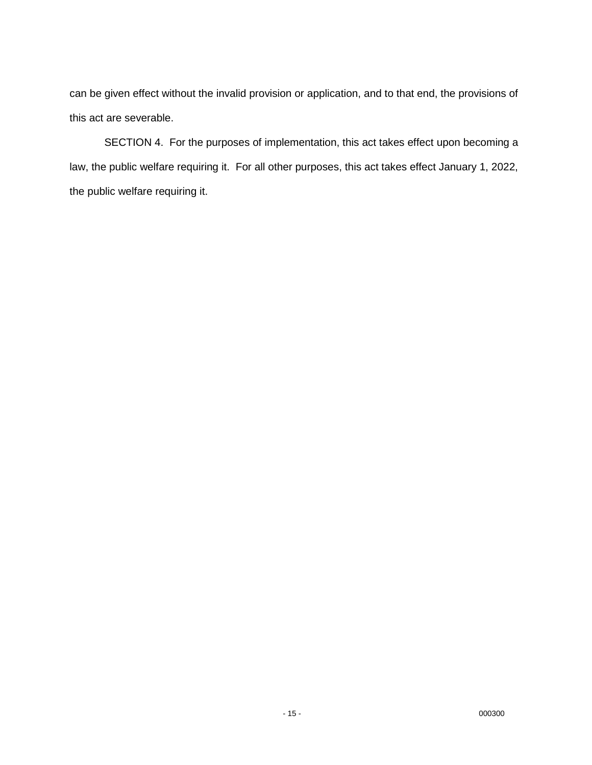can be given effect without the invalid provision or application, and to that end, the provisions of this act are severable.

SECTION 4. For the purposes of implementation, this act takes effect upon becoming a law, the public welfare requiring it. For all other purposes, this act takes effect January 1, 2022, the public welfare requiring it.